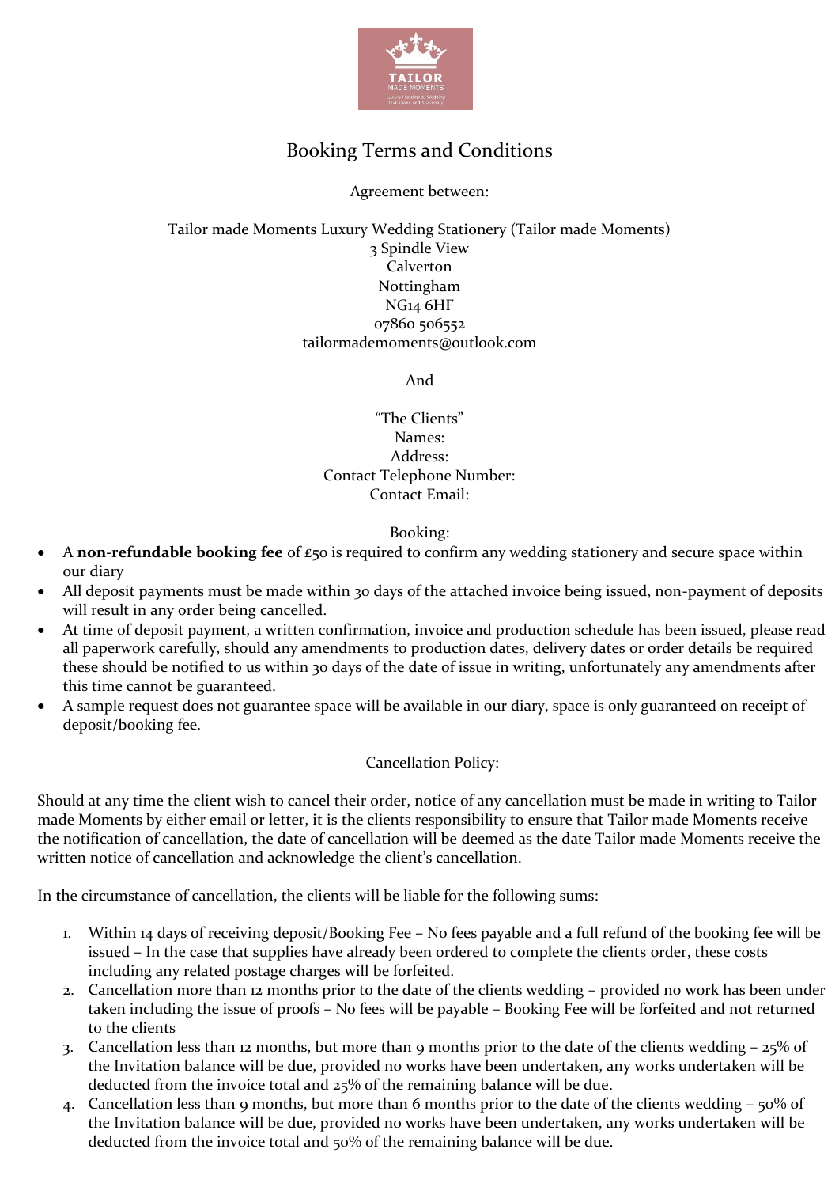# Booking Terms and Conditions

Agreement between:

Tailor made Moments Luxury Wedding Stationery (Tailor made Moments)
3 Spindle View
Calverton
Nottingham
NG14 6HF
07860 506552
tailormademoments@outlook.com

And

"The Clients"
Names:
Address:
Contact Telephone Number:
Contact Email:

## Booking:

- A **non-refundable booking fee** of £50 is required to confirm any wedding stationery and secure space within our diary
- All deposit payments must be made within 30 days of the attached invoice being issued, non-payment of deposits will result in any order being cancelled.
- At time of deposit payment, a written confirmation, invoice and production schedule has been issued, please read all paperwork carefully, should any amendments to production dates, delivery dates or order details be required these should be notified to us within 30 days of the date of issue in writing, unfortunately any amendments after this time cannot be guaranteed.
- A sample request does not guarantee space will be available in our diary, space is only guaranteed on receipt of deposit/booking fee.

## Cancellation Policy:

Should at any time the client wish to cancel their order, notice of any cancellation must be made in writing to Tailor made Moments by either email or letter, it is the clients responsibility to ensure that Tailor made Moments receive the notification of cancellation, the date of cancellation will be deemed as the date Tailor made Moments receive the written notice of cancellation and acknowledge the client's cancellation.

In the circumstance of cancellation, the clients will be liable for the following sums:

1. Within 14 days of receiving deposit/Booking Fee – No fees payable and a full refund of the booking fee will be issued – In the case that supplies have already been ordered to complete the clients order, these costs including any related postage charges will be forfeited.
2. Cancellation more than 12 months prior to the date of the clients wedding – provided no work has been under taken including the issue of proofs – No fees will be payable – Booking Fee will be forfeited and not returned to the clients
3. Cancellation less than 12 months, but more than 9 months prior to the date of the clients wedding – 25% of the Invitation balance will be due, provided no works have been undertaken, any works undertaken will be deducted from the invoice total and 25% of the remaining balance will be due.
4. Cancellation less than 9 months, but more than 6 months prior to the date of the clients wedding – 50% of the Invitation balance will be due, provided no works have been undertaken, any works undertaken will be deducted from the invoice total and 50% of the remaining balance will be due.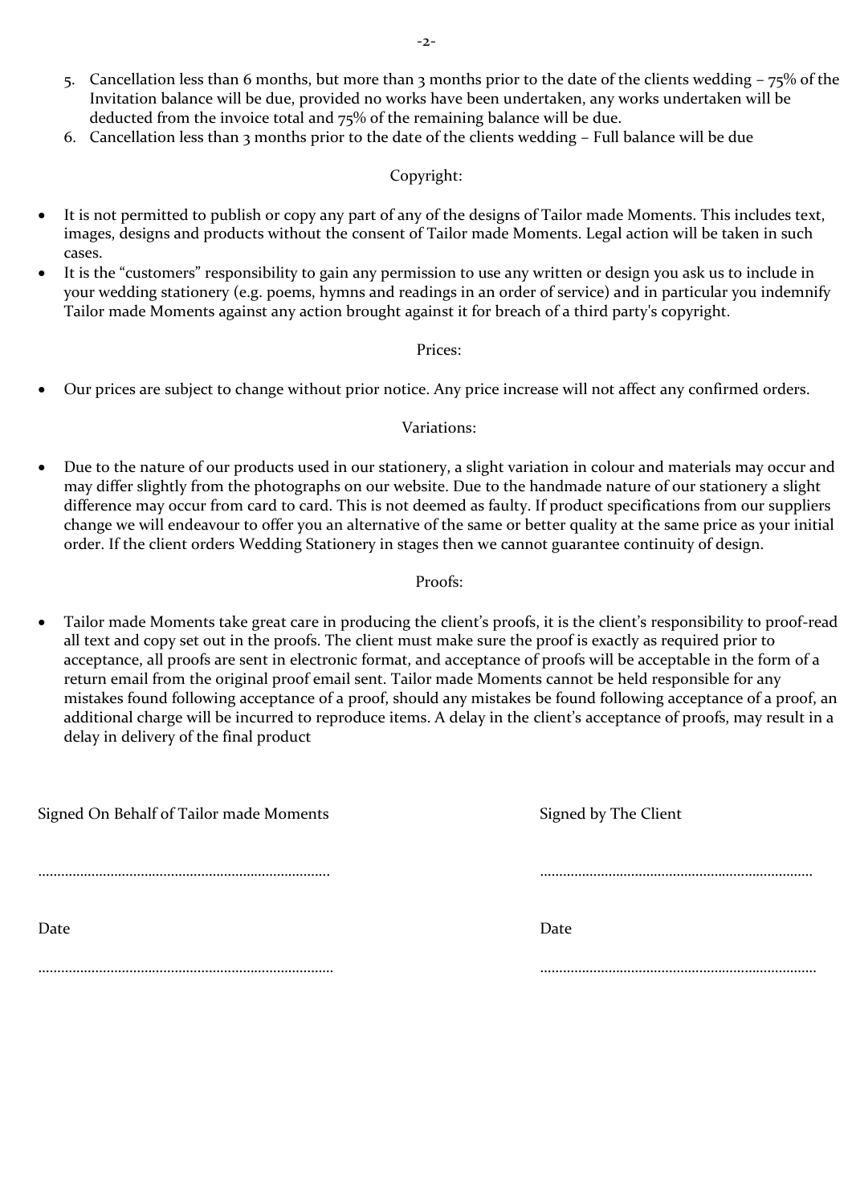5. Cancellation less than 6 months, but more than 3 months prior to the date of the clients wedding – 75% of the Invitation balance will be due, provided no works have been undertaken, any works undertaken will be deducted from the invoice total and 75% of the remaining balance will be due.
6. Cancellation less than 3 months prior to the date of the clients wedding – Full balance will be due

## Copyright:

- It is not permitted to publish or copy any part of any of the designs of Tailor made Moments. This includes text, images, designs and products without the consent of Tailor made Moments. Legal action will be taken in such cases.
- It is the "customers" responsibility to gain any permission to use any written or design you ask us to include in your wedding stationery (e.g. poems, hymns and readings in an order of service) and in particular you indemnify Tailor made Moments against any action brought against it for breach of a third party's copyright.

## Prices:

- Our prices are subject to change without prior notice. Any price increase will not affect any confirmed orders.

## Variations:

- Due to the nature of our products used in our stationery, a slight variation in colour and materials may occur and may differ slightly from the photographs on our website. Due to the handmade nature of our stationery a slight difference may occur from card to card. This is not deemed as faulty. If product specifications from our suppliers change we will endeavour to offer you an alternative of the same or better quality at the same price as your initial order. If the client orders Wedding Stationery in stages then we cannot guarantee continuity of design.

## Proofs:

- Tailor made Moments take great care in producing the client's proofs, it is the client's responsibility to proof-read all text and copy set out in the proofs. The client must make sure the proof is exactly as required prior to acceptance, all proofs are sent in electronic format, and acceptance of proofs will be acceptable in the form of a return email from the original proof email sent. Tailor made Moments cannot be held responsible for any mistakes found following acceptance of a proof, should any mistakes be found following acceptance of a proof, an additional charge will be incurred to reproduce items. A delay in the client's acceptance of proofs, may result in a delay in delivery of the final product

Signed On Behalf of Tailor made Moments

…………………………………………………………………

Date

…………………………………………………………………

Signed by The Client

…………………………………………………………………

Date

…………………………………………………………………